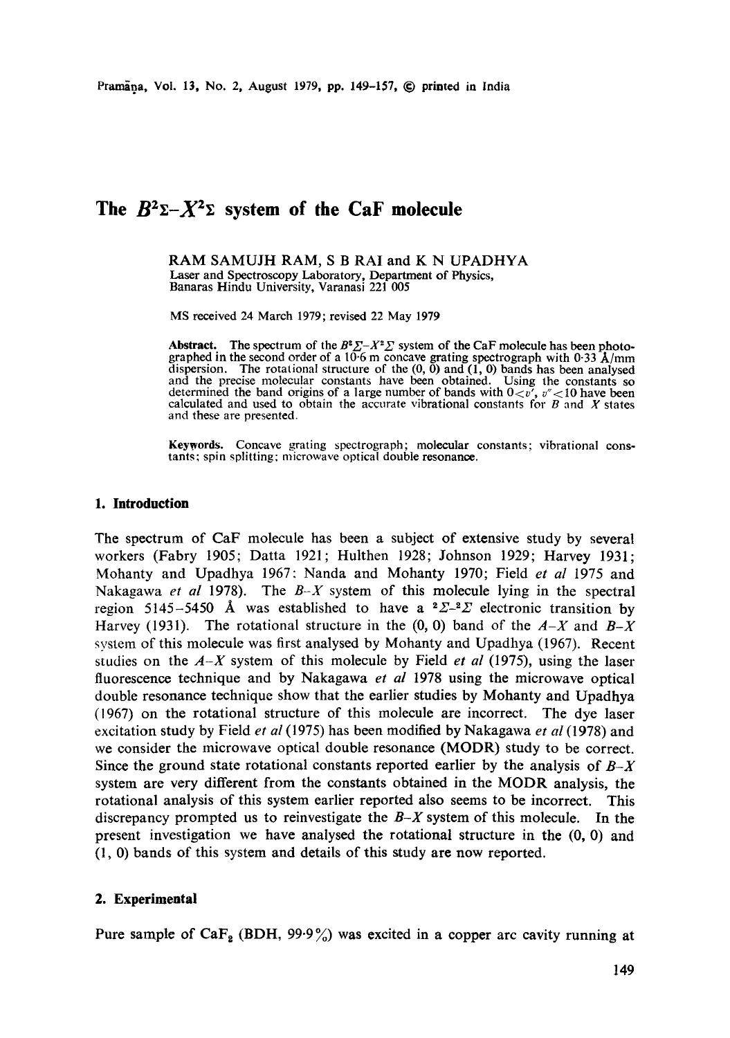# The $B^2\Sigma$–$X^2\Sigma$ system of the CaF molecule

RAM SAMUJH RAM, S B RAI and K N UPADHYA
Laser and Spectroscopy Laboratory, Department of Physics,
Banaras Hindu University, Varanasi 221 005

MS received 24 March 1979; revised 22 May 1979

**Abstract.** The spectrum of the $B^2\Sigma$–$X^2\Sigma$ system of the CaF molecule has been photographed in the second order of a 10·6 m concave grating spectrograph with 0·33 Å/mm dispersion. The rotational structure of the (0, 0) and (1, 0) bands has been analysed and the precise molecular constants have been obtained. Using the constants so determined the band origins of a large number of bands with $0<v'$, $v''<10$ have been calculated and used to obtain the accurate vibrational constants for $B$ and $X$ states and these are presented.

**Keywords.** Concave grating spectrograph; molecular constants; vibrational constants; spin splitting; microwave optical double resonance.

## 1. Introduction

The spectrum of CaF molecule has been a subject of extensive study by several workers (Fabry 1905; Datta 1921; Hulthen 1928; Johnson 1929; Harvey 1931; Mohanty and Upadhya 1967; Nanda and Mohanty 1970; Field *et al* 1975 and Nakagawa *et al* 1978). The $B$–$X$ system of this molecule lying in the spectral region 5145–5450 Å was established to have a $^2\Sigma$–$^2\Sigma$ electronic transition by Harvey (1931). The rotational structure in the (0, 0) band of the $A$–$X$ and $B$–$X$ system of this molecule was first analysed by Mohanty and Upadhya (1967). Recent studies on the $A$–$X$ system of this molecule by Field *et al* (1975), using the laser fluorescence technique and by Nakagawa *et al* 1978 using the microwave optical double resonance technique show that the earlier studies by Mohanty and Upadhya (1967) on the rotational structure of this molecule are incorrect. The dye laser excitation study by Field *et al* (1975) has been modified by Nakagawa *et al* (1978) and we consider the microwave optical double resonance (MODR) study to be correct. Since the ground state rotational constants reported earlier by the analysis of $B$–$X$ system are very different from the constants obtained in the MODR analysis, the rotational analysis of this system earlier reported also seems to be incorrect. This discrepancy prompted us to reinvestigate the $B$–$X$ system of this molecule. In the present investigation we have analysed the rotational structure in the (0, 0) and (1, 0) bands of this system and details of this study are now reported.

## 2. Experimental

Pure sample of $CaF_2$ (BDH, 99·9%) was excited in a copper arc cavity running at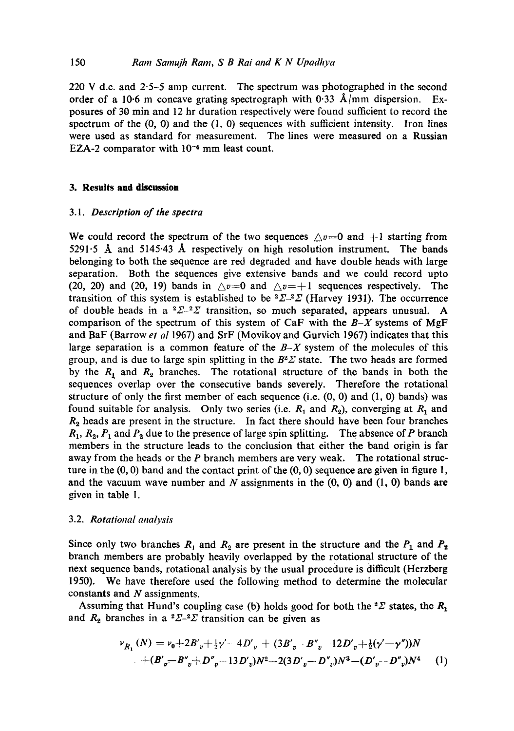220 V d.c. and 2·5–5 amp current. The spectrum was photographed in the second order of a 10·6 m concave grating spectrograph with 0·33 Å/mm dispersion. Exposures of 30 min and 12 hr duration respectively were found sufficient to record the spectrum of the (0, 0) and the (1, 0) sequences with sufficient intensity. Iron lines were used as standard for measurement. The lines were measured on a Russian EZA-2 comparator with $10^{-4}$ mm least count.

## 3. Results and discussion

### 3.1. *Description of the spectra*

We could record the spectrum of the two sequences $\triangle v = 0$ and $+1$ starting from 5291·5 Å and 5145·43 Å respectively on high resolution instrument. The bands belonging to both the sequence are red degraded and have double heads with large separation. Both the sequences give extensive bands and we could record upto (20, 20) and (20, 19) bands in $\triangle v = 0$ and $\triangle v = +1$ sequences respectively. The transition of this system is established to be $^2\Sigma$–$^2\Sigma$ (Harvey 1931). The occurrence of double heads in a $^2\Sigma$–$^2\Sigma$ transition, so much separated, appears unusual. A comparison of the spectrum of this system of CaF with the *B–X* systems of MgF and BaF (Barrow *et al* 1967) and SrF (Movikov and Gurvich 1967) indicates that this large separation is a common feature of the *B–X* system of the molecules of this group, and is due to large spin splitting in the $B^2\Sigma$ state. The two heads are formed by the $R_1$ and $R_2$ branches. The rotational structure of the bands in both the sequences overlap over the consecutive bands severely. Therefore the rotational structure of only the first member of each sequence (i.e. (0, 0) and (1, 0) bands) was found suitable for analysis. Only two series (i.e. $R_1$ and $R_2$), converging at $R_1$ and $R_2$ heads are present in the structure. In fact there should have been four branches $R_1$, $R_2$, $P_1$ and $P_2$ due to the presence of large spin splitting. The absence of *P* branch members in the structure leads to the conclusion that either the band origin is far away from the heads or the *P* branch members are very weak. The rotational structure in the (0, 0) band and the contact print of the (0, 0) sequence are given in figure 1, and the vacuum wave number and *N* assignments in the (0, 0) and (1, 0) bands are given in table 1.

### 3.2. *Rotational analysis*

Since only two branches $R_1$ and $R_2$ are present in the structure and the $P_1$ and $P_2$ branch members are probably heavily overlapped by the rotational structure of the next sequence bands, rotational analysis by the usual procedure is difficult (Herzberg 1950). We have therefore used the following method to determine the molecular constants and *N* assignments.

Assuming that Hund's coupling case (b) holds good for both the $^2\Sigma$ states, the $R_1$ and $R_2$ branches in a $^2\Sigma$–$^2\Sigma$ transition can be given as

$$\nu_{R_1}(N) = \nu_0 + 2B'_v + \tfrac{1}{2}\gamma' - 4D'_v + (3B'_v - B''_v - 12D'_v + \tfrac{1}{2}(\gamma' - \gamma''))N + (B'_v - B''_v + D''_v - 13D'_v)N^2 - 2(3D'_v - D''_v)N^3 - (D'_v - D''_v)N^4 \quad (1)$$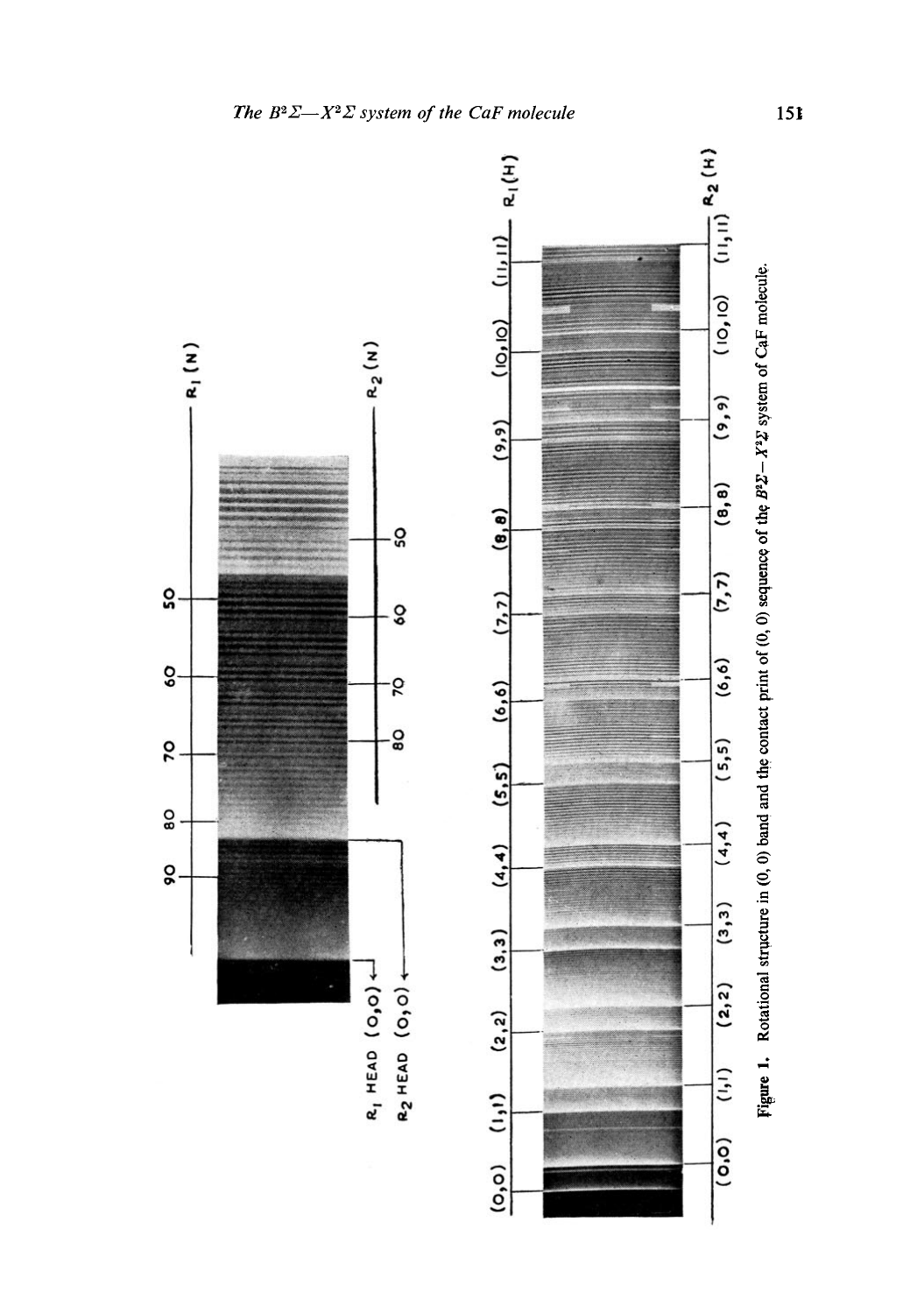Figure 1. Rotational structure in (0, 0) band and the contact print of (0, 0) sequence of the $B^2\Sigma - X^2\Sigma$ system of CaF molecule.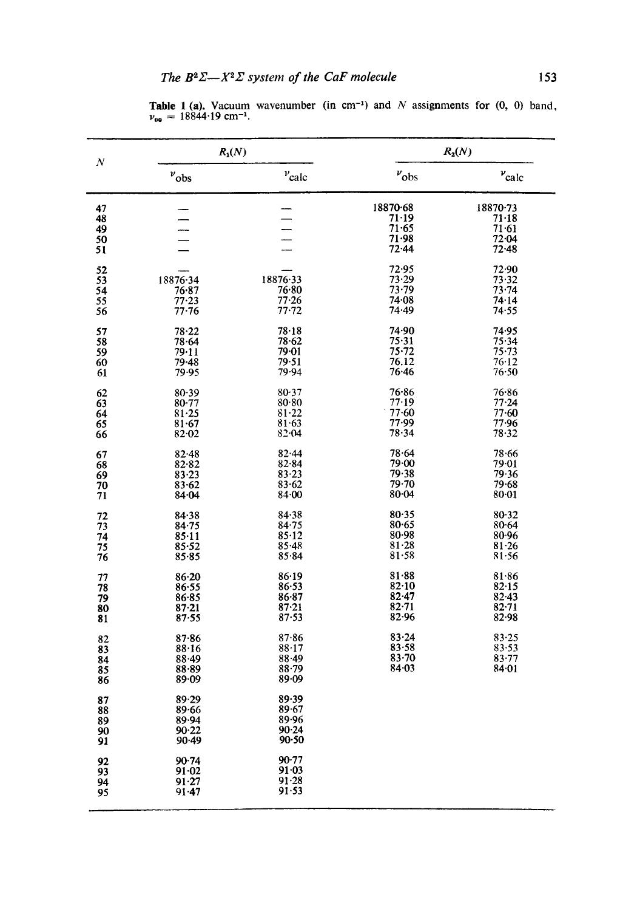**Table 1 (a).** Vacuum wavenumber (in $cm^{-1}$) and $N$ assignments for (0, 0) band, $\nu_{00}$ = 18844·19 $cm^{-1}$.

| $N$ | $R_1(N)$ | | $R_2(N)$ | |
|---|---|---|---|---|
| | $\nu_{obs}$ | $\nu_{calc}$ | $\nu_{obs}$ | $\nu_{calc}$ |
| 47 | — | — | 18870·68 | 18870·73 |
| 48 | — | — | 71·19 | 71·18 |
| 49 | — | — | 71·65 | 71·61 |
| 50 | — | — | 71·98 | 72·04 |
| 51 | — | — | 72·44 | 72·48 |
| 52 | — | — | 72·95 | 72·90 |
| 53 | 18876·34 | 18876·33 | 73·29 | 73·32 |
| 54 | 76·87 | 76·80 | 73·79 | 73·74 |
| 55 | 77·23 | 77·26 | 74·08 | 74·14 |
| 56 | 77·76 | 77·72 | 74·49 | 74·55 |
| 57 | 78·22 | 78·18 | 74·90 | 74·95 |
| 58 | 78·64 | 78·62 | 75·31 | 75·34 |
| 59 | 79·11 | 79·01 | 75·72 | 75·73 |
| 60 | 79·48 | 79·51 | 76.12 | 76·12 |
| 61 | 79·95 | 79·94 | 76·46 | 76·50 |
| 62 | 80·39 | 80·37 | 76·86 | 76·86 |
| 63 | 80·77 | 80·80 | 77·19 | 77·24 |
| 64 | 81·25 | 81·22 | 77·60 | 77·60 |
| 65 | 81·67 | 81·63 | 77·99 | 77·96 |
| 66 | 82·02 | 82·04 | 78·34 | 78·32 |
| 67 | 82·48 | 82·44 | 78·64 | 78·66 |
| 68 | 82·82 | 82·84 | 79·00 | 79·01 |
| 69 | 83·23 | 83·23 | 79·38 | 79·36 |
| 70 | 83·62 | 83·62 | 79·70 | 79·68 |
| 71 | 84·04 | 84·00 | 80·04 | 80·01 |
| 72 | 84·38 | 84·38 | 80·35 | 80·32 |
| 73 | 84·75 | 84·75 | 80·65 | 80·64 |
| 74 | 85·11 | 85·12 | 80·98 | 80·96 |
| 75 | 85·52 | 85·48 | 81·28 | 81·26 |
| 76 | 85·85 | 85·84 | 81·58 | 81·56 |
| 77 | 86·20 | 86·19 | 81·88 | 81·86 |
| 78 | 86·55 | 86·53 | 82·10 | 82·15 |
| 79 | 86·85 | 86·87 | 82·47 | 82·43 |
| 80 | 87·21 | 87·21 | 82·71 | 82·71 |
| 81 | 87·55 | 87·53 | 82·96 | 82·98 |
| 82 | 87·86 | 87·86 | 83·24 | 83·25 |
| 83 | 88·16 | 88·17 | 83·58 | 83·53 |
| 84 | 88·49 | 88·49 | 83·70 | 83·77 |
| 85 | 88·89 | 88·79 | 84·03 | 84·01 |
| 86 | 89·09 | 89·09 | | |
| 87 | 89·29 | 89·39 | | |
| 88 | 89·66 | 89·67 | | |
| 89 | 89·94 | 89·96 | | |
| 90 | 90·22 | 90·24 | | |
| 91 | 90·49 | 90·50 | | |
| 92 | 90·74 | 90·77 | | |
| 93 | 91·02 | 91·03 | | |
| 94 | 91·27 | 91·28 | | |
| 95 | 91·47 | 91·53 | | |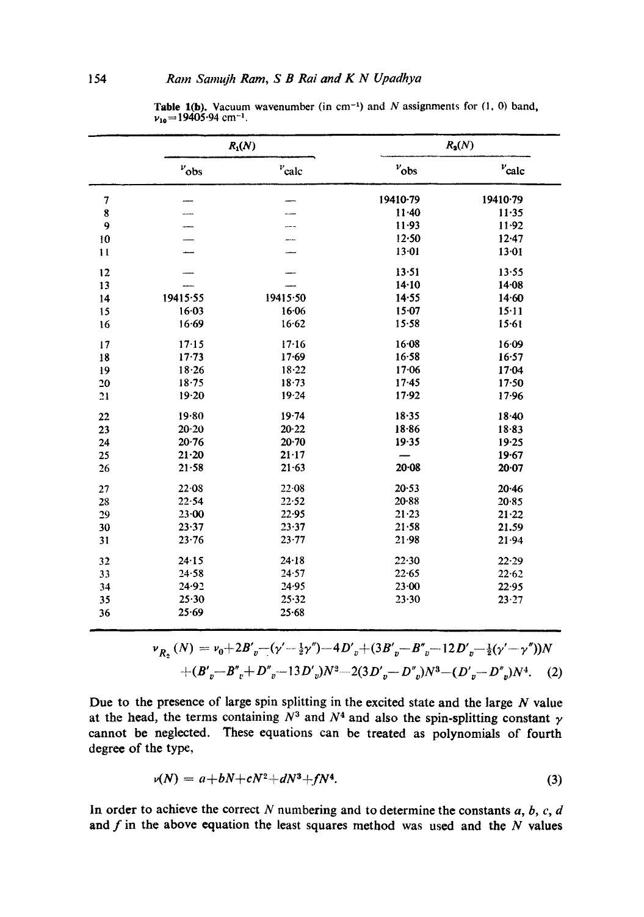**Table 1(b).** Vacuum wavenumber (in cm$^{-1}$) and $N$ assignments for (1, 0) band, $\nu_{10}$=19405·94 cm$^{-1}$.

| | $R_1(N)$ | | $R_2(N)$ | |
|---|---|---|---|---|
| | $\nu_{\text{obs}}$ | $\nu_{\text{calc}}$ | $\nu_{\text{obs}}$ | $\nu_{\text{calc}}$ |
| 7 | — | — | 19410·79 | 19410·79 |
| 8 | — | — | 11·40 | 11·35 |
| 9 | — | — | 11·93 | 11·92 |
| 10 | — | — | 12·50 | 12·47 |
| 11 | — | — | 13·01 | 13·01 |
| 12 | — | — | 13·51 | 13·55 |
| 13 | — | — | 14·10 | 14·08 |
| 14 | 19415·55 | 19415·50 | 14·55 | 14·60 |
| 15 | 16·03 | 16·06 | 15·07 | 15·11 |
| 16 | 16·69 | 16·62 | 15·58 | 15·61 |
| 17 | 17·15 | 17·16 | 16·08 | 16·09 |
| 18 | 17·73 | 17·69 | 16·58 | 16·57 |
| 19 | 18·26 | 18·22 | 17·06 | 17·04 |
| 20 | 18·75 | 18·73 | 17·45 | 17·50 |
| 21 | 19·20 | 19·24 | 17·92 | 17·96 |
| 22 | 19·80 | 19·74 | 18·35 | 18·40 |
| 23 | 20·20 | 20·22 | 18·86 | 18·83 |
| 24 | 20·76 | 20·70 | 19·35 | 19·25 |
| 25 | 21·20 | 21·17 | — | 19·67 |
| 26 | 21·58 | 21·63 | 20·08 | 20·07 |
| 27 | 22·08 | 22·08 | 20·53 | 20·46 |
| 28 | 22·54 | 22·52 | 20·88 | 20·85 |
| 29 | 23·00 | 22·95 | 21·23 | 21·22 |
| 30 | 23·37 | 23·37 | 21·58 | 21·59 |
| 31 | 23·76 | 23·77 | 21·98 | 21·94 |
| 32 | 24·15 | 24·18 | 22·30 | 22·29 |
| 33 | 24·58 | 24·57 | 22·65 | 22·62 |
| 34 | 24·92 | 24·95 | 23·00 | 22·95 |
| 35 | 25·30 | 25·32 | 23·30 | 23·27 |
| 36 | 25·69 | 25·68 | | |

$$\nu_{R_2}(N) = \nu_0+2B'_v-(\gamma'-\tfrac{1}{2}\gamma'')-4D'_v+(3B'_v-B''_v-12D'_v-\tfrac{1}{2}(\gamma'-\gamma''))N$$
$$+(B'_v-B''_v+D''_v-13D'_v)N^2-2(3D'_v-D''_v)N^3-(D'_v-D''_v)N^4. \quad (2)$$

Due to the presence of large spin splitting in the excited state and the large $N$ value at the head, the terms containing $N^3$ and $N^4$ and also the spin-splitting constant $\gamma$ cannot be neglected. These equations can be treated as polynomials of fourth degree of the type,

$$\nu(N) = a+bN+cN^2+dN^3+fN^4. \quad (3)$$

In order to achieve the correct $N$ numbering and to determine the constants $a$, $b$, $c$, $d$ and $f$ in the above equation the least squares method was used and the $N$ values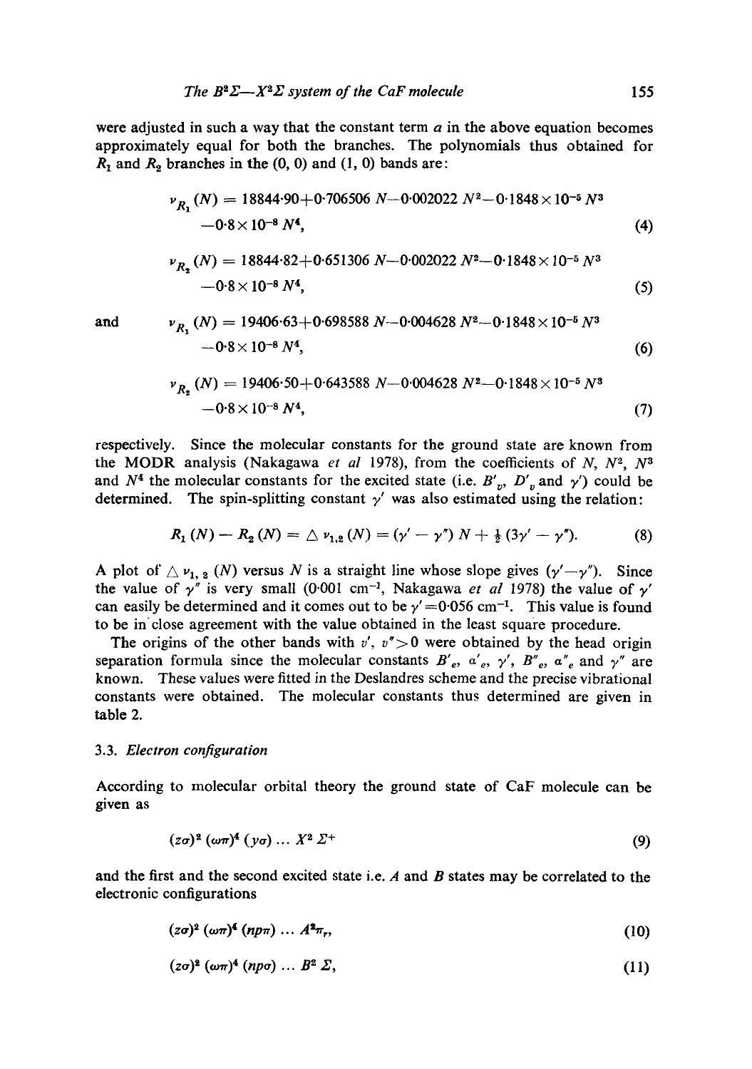were adjusted in such a way that the constant term $a$ in the above equation becomes approximately equal for both the branches. The polynomials thus obtained for $R_1$ and $R_2$ branches in the (0, 0) and (1, 0) bands are:

$$\nu_{R_1}(N) = 18844{\cdot}90 + 0{\cdot}706506\,N - 0{\cdot}002022\,N^2 - 0{\cdot}1848\times 10^{-5}\,N^3 - 0{\cdot}8\times 10^{-8}\,N^4, \tag{4}$$

$$\nu_{R_2}(N) = 18844{\cdot}82 + 0{\cdot}651306\,N - 0{\cdot}002022\,N^2 - 0{\cdot}1848\times 10^{-5}\,N^3 - 0{\cdot}8\times 10^{-8}\,N^4, \tag{5}$$

and

$$\nu_{R_1}(N) = 19406{\cdot}63 + 0{\cdot}698588\,N - 0{\cdot}004628\,N^2 - 0{\cdot}1848\times 10^{-5}\,N^3 - 0{\cdot}8\times 10^{-8}\,N^4, \tag{6}$$

$$\nu_{R_2}(N) = 19406{\cdot}50 + 0{\cdot}643588\,N - 0{\cdot}004628\,N^2 - 0{\cdot}1848\times 10^{-5}\,N^3 - 0{\cdot}8\times 10^{-8}\,N^4, \tag{7}$$

respectively. Since the molecular constants for the ground state are known from the MODR analysis (Nakagawa *et al* 1978), from the coefficients of $N$, $N^2$, $N^3$ and $N^4$ the molecular constants for the excited state (i.e. $B'_v$, $D'_v$ and $\gamma'$) could be determined. The spin-splitting constant $\gamma'$ was also estimated using the relation:

$$R_1(N) - R_2(N) = \Delta\nu_{1,2}(N) = (\gamma' - \gamma'')\,N + \tfrac{1}{2}(3\gamma' - \gamma''). \tag{8}$$

A plot of $\Delta\nu_{1,2}(N)$ versus $N$ is a straight line whose slope gives $(\gamma' - \gamma'')$. Since the value of $\gamma''$ is very small (0·001 cm$^{-1}$, Nakagawa *et al* 1978) the value of $\gamma'$ can easily be determined and it comes out to be $\gamma' = 0{\cdot}056$ cm$^{-1}$. This value is found to be in close agreement with the value obtained in the least square procedure.

The origins of the other bands with $v', v'' > 0$ were obtained by the head origin separation formula since the molecular constants $B'_e$, $\alpha'_e$, $\gamma'$, $B''_e$, $\alpha''_e$ and $\gamma''$ are known. These values were fitted in the Deslandres scheme and the precise vibrational constants were obtained. The molecular constants thus determined are given in table 2.

### 3.3. *Electron configuration*

According to molecular orbital theory the ground state of CaF molecule can be given as

$$(z\sigma)^2\,(\omega\pi)^4\,(y\sigma)\,\ldots\,X^2\Sigma^+ \tag{9}$$

and the first and the second excited state i.e. $A$ and $B$ states may be correlated to the electronic configurations

$$(z\sigma)^2\,(\omega\pi)^4\,(np\pi)\,\ldots\,A^2\pi_r, \tag{10}$$

$$(z\sigma)^2\,(\omega\pi)^4\,(np\sigma)\,\ldots\,B^2\Sigma, \tag{11}$$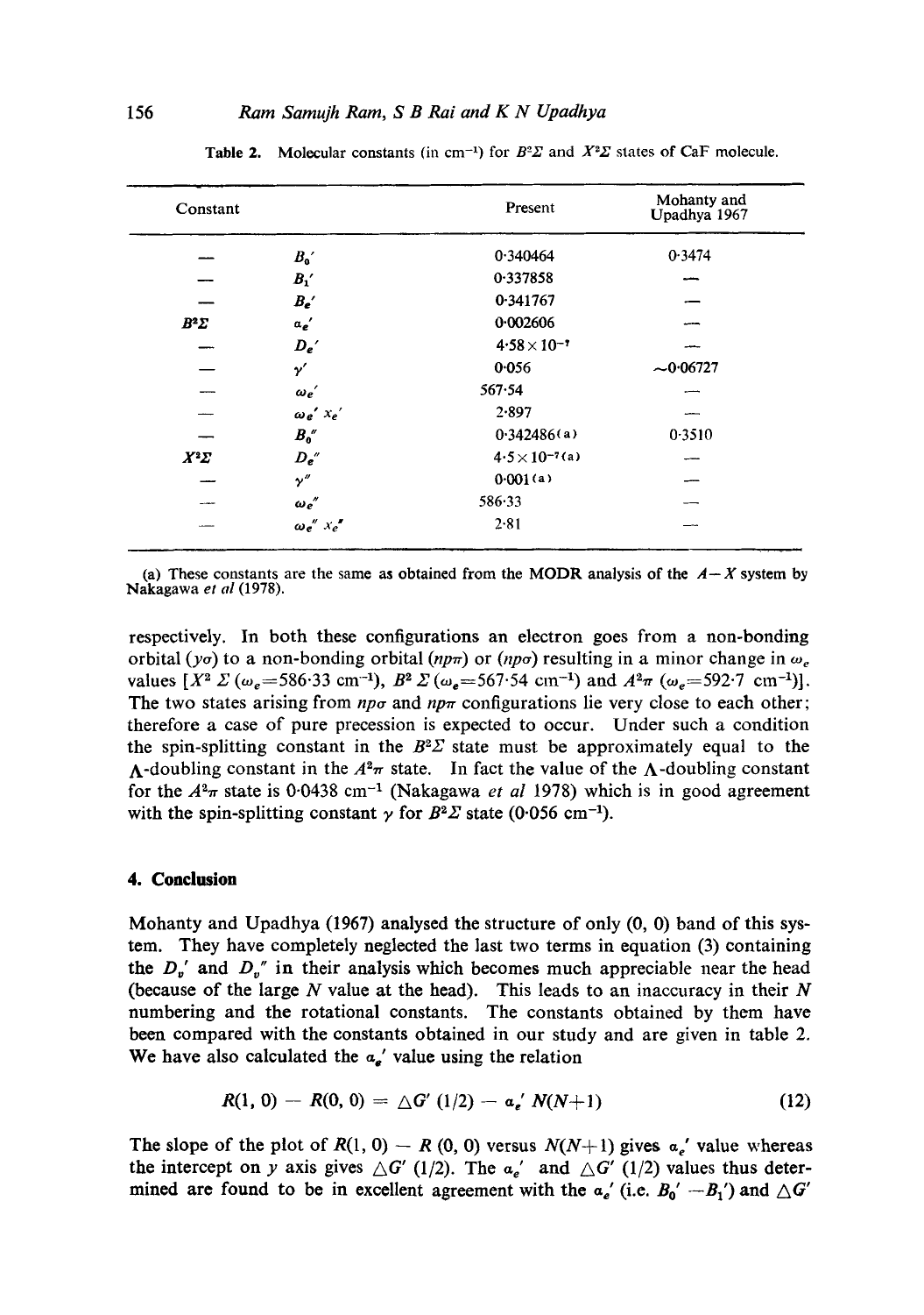Table 2. Molecular constants (in $cm^{-1}$) for $B^2\Sigma$ and $X^2\Sigma$ states of CaF molecule.

| Constant | | Present | Mohanty and Upadhya 1967 |
|---|---|---|---|
| — | $B_0'$ | 0·340464 | 0·3474 |
| — | $B_1'$ | 0·337858 | — |
| — | $B_e'$ | 0·341767 | — |
| $B^2\Sigma$ | $\alpha_e'$ | 0·002606 | — |
| — | $D_e'$ | $4{\cdot}58\times10^{-7}$ | — |
| — | $\gamma'$ | 0·056 | ~0·06727 |
| — | $\omega_e'$ | 567·54 | — |
| — | $\omega_e' x_e'$ | 2·897 | — |
| — | $B_0''$ | 0·342486 (a) | 0·3510 |
| $X^2\Sigma$ | $D_e''$ | $4{\cdot}5\times10^{-7}$ (a) | — |
| — | $\gamma''$ | 0·001 (a) | — |
| — | $\omega_e''$ | 586·33 | — |
| — | $\omega_e'' x_e''$ | 2·81 | — |

(a) These constants are the same as obtained from the MODR analysis of the $A-X$ system by Nakagawa *et al* (1978).

respectively. In both these configurations an electron goes from a non-bonding orbital ($y\sigma$) to a non-bonding orbital ($np\pi$) or ($np\sigma$) resulting in a minor change in $\omega_e$ values [$X^2\,\Sigma$ ($\omega_e$=586·33 $cm^{-1}$), $B^2\,\Sigma$ ($\omega_e$=567·54 $cm^{-1}$) and $A^2\pi$ ($\omega_e$=592·7 $cm^{-1}$)]. The two states arising from $np\sigma$ and $np\pi$ configurations lie very close to each other; therefore a case of pure precession is expected to occur. Under such a condition the spin-splitting constant in the $B^2\Sigma$ state must be approximately equal to the $\Lambda$-doubling constant in the $A^2\pi$ state. In fact the value of the $\Lambda$-doubling constant for the $A^2\pi$ state is 0·0438 $cm^{-1}$ (Nakagawa *et al* 1978) which is in good agreement with the spin-splitting constant $\gamma$ for $B^2\Sigma$ state (0·056 $cm^{-1}$).

## 4. Conclusion

Mohanty and Upadhya (1967) analysed the structure of only (0, 0) band of this system. They have completely neglected the last two terms in equation (3) containing the $D_v'$ and $D_v''$ in their analysis which becomes much appreciable near the head (because of the large $N$ value at the head). This leads to an inaccuracy in their $N$ numbering and the rotational constants. The constants obtained by them have been compared with the constants obtained in our study and are given in table 2. We have also calculated the $\alpha_e'$ value using the relation

$$R(1,0) - R(0,0) = \triangle G'(1/2) - \alpha_e' N(N+1) \tag{12}$$

The slope of the plot of $R(1, 0) - R(0, 0)$ versus $N(N+1)$ gives $\alpha_e'$ value whereas the intercept on $y$ axis gives $\triangle G'(1/2)$. The $\alpha_e'$ and $\triangle G'(1/2)$ values thus determined are found to be in excellent agreement with the $\alpha_e'$ (i.e. $B_0' - B_1'$) and $\triangle G'$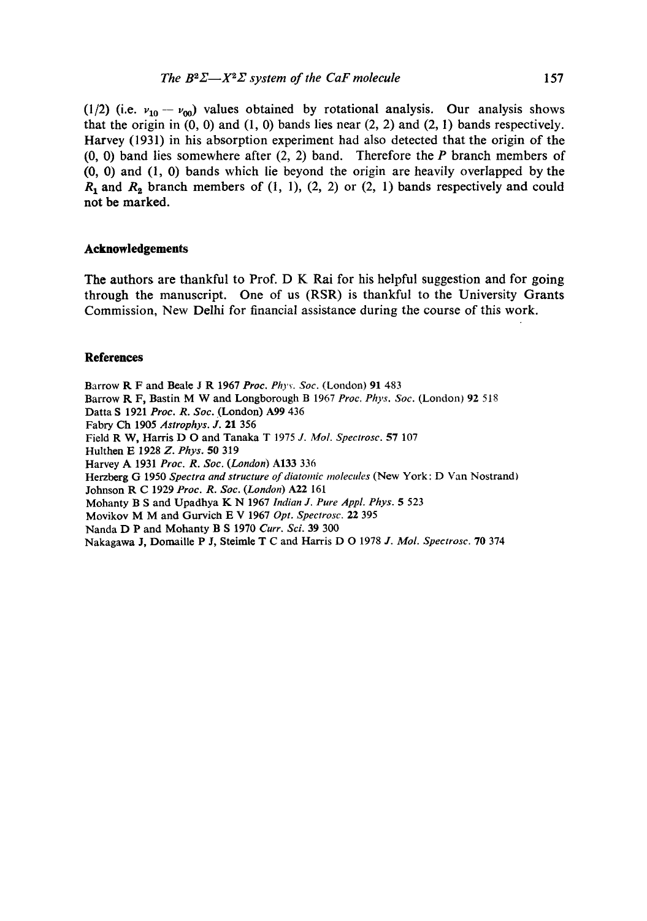(1/2) (i.e. $\nu_{10} - \nu_{00}$) values obtained by rotational analysis. Our analysis shows that the origin in (0, 0) and (1, 0) bands lies near (2, 2) and (2, 1) bands respectively. Harvey (1931) in his absorption experiment had also detected that the origin of the (0, 0) band lies somewhere after (2, 2) band. Therefore the $P$ branch members of (0, 0) and (1, 0) bands which lie beyond the origin are heavily overlapped by the $R_1$ and $R_2$ branch members of (1, 1), (2, 2) or (2, 1) bands respectively and could not be marked.

## Acknowledgements

The authors are thankful to Prof. D K Rai for his helpful suggestion and for going through the manuscript. One of us (RSR) is thankful to the University Grants Commission, New Delhi for financial assistance during the course of this work.

## References

Barrow R F and Beale J R 1967 *Proc. Phys. Soc.* (London) **91** 483

Barrow R F, Bastin M W and Longborough B 1967 *Proc. Phys. Soc.* (London) **92** 518

Datta S 1921 *Proc. R. Soc.* (London) **A99** 436

Fabry Ch 1905 *Astrophys. J.* **21** 356

Field R W, Harris D O and Tanaka T 1975 *J. Mol. Spectrosc.* **57** 107

Hulthen E 1928 *Z. Phys.* **50** 319

Harvey A 1931 *Proc. R. Soc. (London)* **A133** 336

Herzberg G 1950 *Spectra and structure of diatomic molecules* (New York: D Van Nostrand)

Johnson R C 1929 *Proc. R. Soc. (London)* **A22** 161

Mohanty B S and Upadhya K N 1967 *Indian J. Pure Appl. Phys.* **5** 523

Movikov M M and Gurvich E V 1967 *Opt. Spectrosc.* **22** 395

Nanda D P and Mohanty B S 1970 *Curr. Sci.* **39** 300

Nakagawa J, Domaille P J, Steimle T C and Harris D O 1978 *J. Mol. Spectrosc.* **70** 374